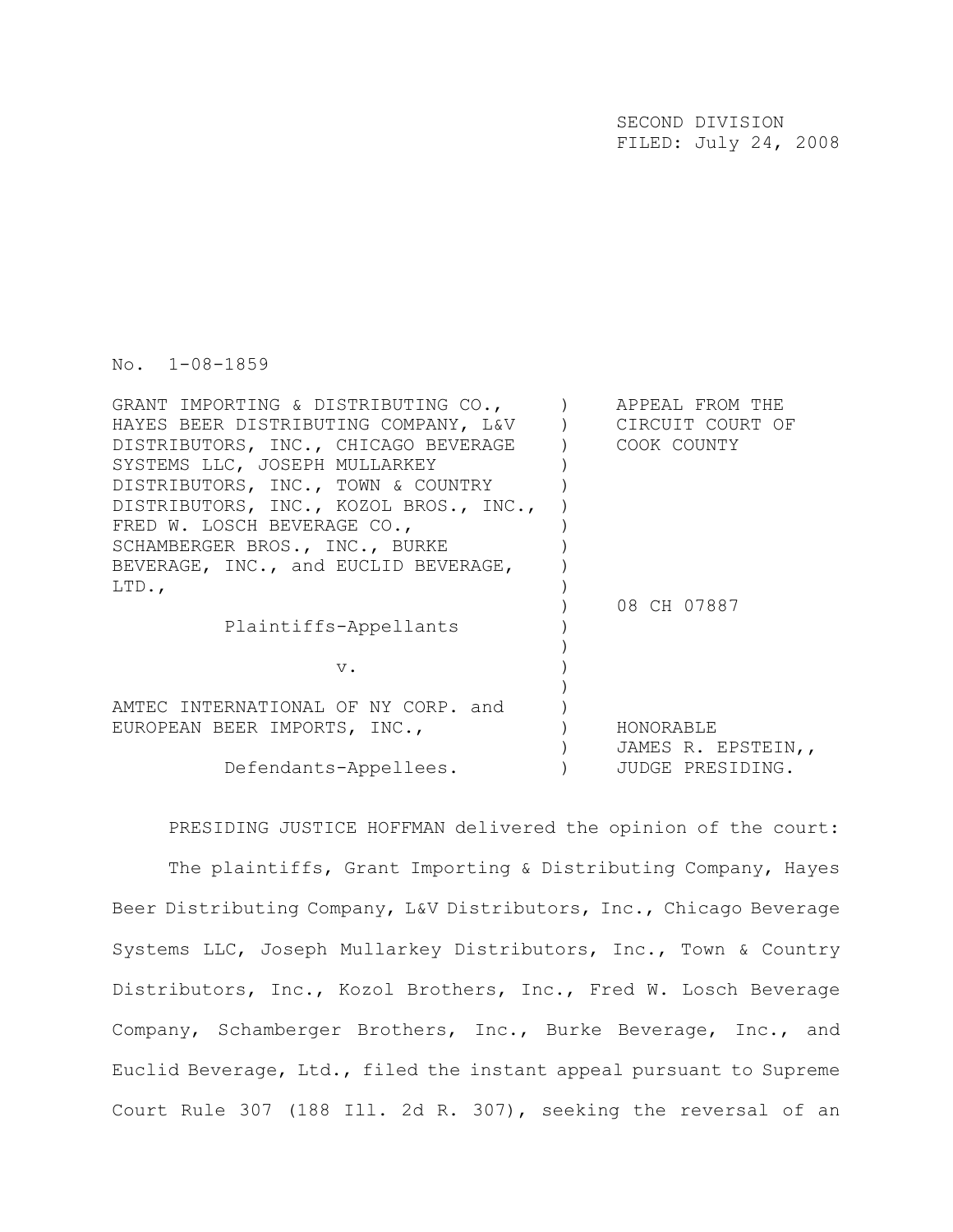SECOND DIVISION
FILED: July 24, 2008

No. 1-08-1859

| | | |
|---|---|---|
| GRANT IMPORTING & DISTRIBUTING CO., HAYES BEER DISTRIBUTING COMPANY, L&V DISTRIBUTORS, INC., CHICAGO BEVERAGE SYSTEMS LLC, JOSEPH MULLARKEY DISTRIBUTORS, INC., TOWN & COUNTRY DISTRIBUTORS, INC., KOZOL BROS., INC., FRED W. LOSCH BEVERAGE CO., SCHAMBERGER BROS., INC., BURKE BEVERAGE, INC., and EUCLID BEVERAGE, LTD., | ) | APPEAL FROM THE CIRCUIT COURT OF COOK COUNTY |
| Plaintiffs-Appellants | ) | 08 CH 07887 |
| v. | ) | |
| AMTEC INTERNATIONAL OF NY CORP. and EUROPEAN BEER IMPORTS, INC., | ) | HONORABLE JAMES R. EPSTEIN,, |
| Defendants-Appellees. | ) | JUDGE PRESIDING. |

PRESIDING JUSTICE HOFFMAN delivered the opinion of the court:

The plaintiffs, Grant Importing & Distributing Company, Hayes Beer Distributing Company, L&V Distributors, Inc., Chicago Beverage Systems LLC, Joseph Mullarkey Distributors, Inc., Town & Country Distributors, Inc., Kozol Brothers, Inc., Fred W. Losch Beverage Company, Schamberger Brothers, Inc., Burke Beverage, Inc., and Euclid Beverage, Ltd., filed the instant appeal pursuant to Supreme Court Rule 307 (188 Ill. 2d R. 307), seeking the reversal of an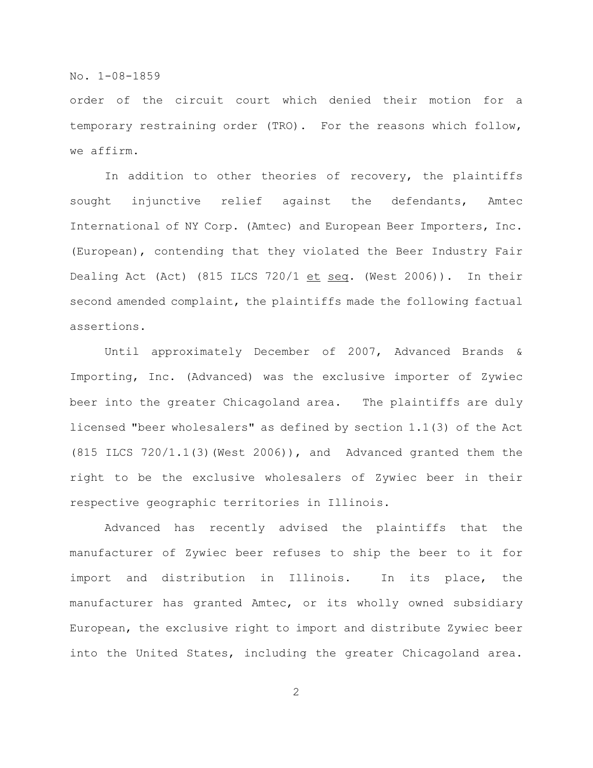order of the circuit court which denied their motion for a temporary restraining order (TRO). For the reasons which follow, we affirm.

In addition to other theories of recovery, the plaintiffs sought injunctive relief against the defendants, Amtec International of NY Corp. (Amtec) and European Beer Importers, Inc. (European), contending that they violated the Beer Industry Fair Dealing Act (Act) (815 ILCS 720/1 *et seq*. (West 2006)). In their second amended complaint, the plaintiffs made the following factual assertions.

Until approximately December of 2007, Advanced Brands & Importing, Inc. (Advanced) was the exclusive importer of Zywiec beer into the greater Chicagoland area. The plaintiffs are duly licensed "beer wholesalers" as defined by section 1.1(3) of the Act (815 ILCS 720/1.1(3)(West 2006)), and Advanced granted them the right to be the exclusive wholesalers of Zywiec beer in their respective geographic territories in Illinois.

Advanced has recently advised the plaintiffs that the manufacturer of Zywiec beer refuses to ship the beer to it for import and distribution in Illinois. In its place, the manufacturer has granted Amtec, or its wholly owned subsidiary European, the exclusive right to import and distribute Zywiec beer into the United States, including the greater Chicagoland area.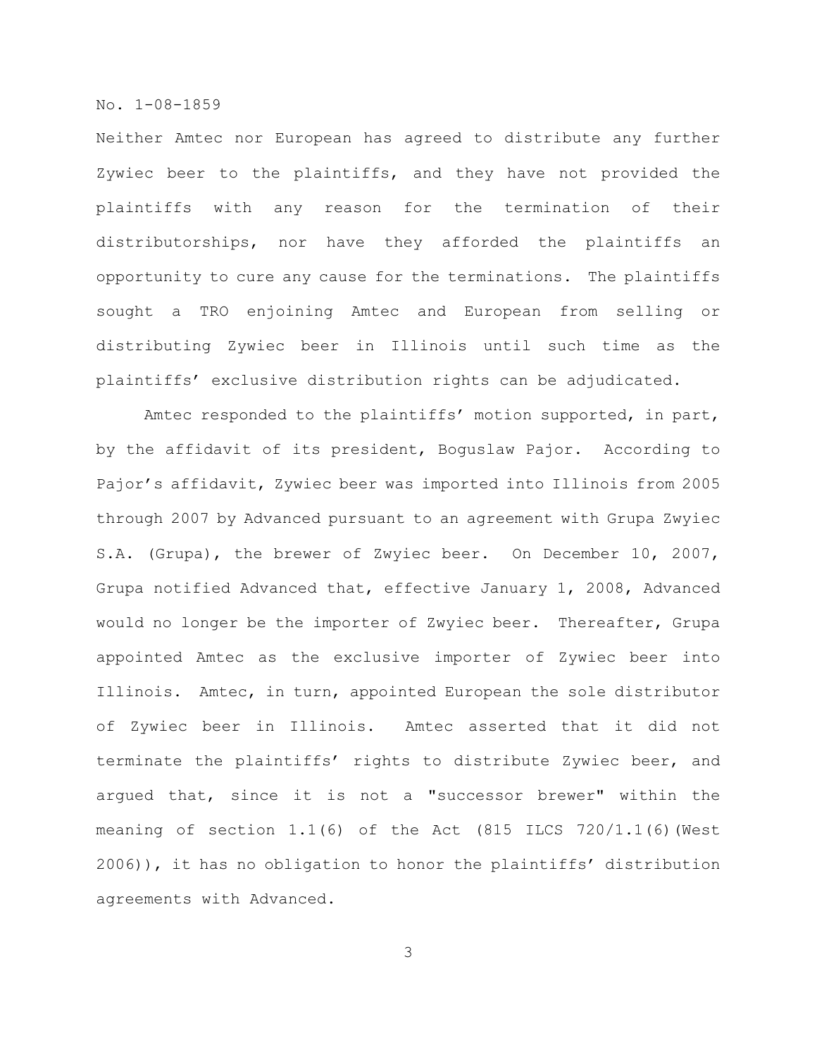Neither Amtec nor European has agreed to distribute any further Zywiec beer to the plaintiffs, and they have not provided the plaintiffs with any reason for the termination of their distributorships, nor have they afforded the plaintiffs an opportunity to cure any cause for the terminations. The plaintiffs sought a TRO enjoining Amtec and European from selling or distributing Zywiec beer in Illinois until such time as the plaintiffs' exclusive distribution rights can be adjudicated.

Amtec responded to the plaintiffs' motion supported, in part, by the affidavit of its president, Boguslaw Pajor. According to Pajor's affidavit, Zywiec beer was imported into Illinois from 2005 through 2007 by Advanced pursuant to an agreement with Grupa Zwyiec S.A. (Grupa), the brewer of Zwyiec beer. On December 10, 2007, Grupa notified Advanced that, effective January 1, 2008, Advanced would no longer be the importer of Zwyiec beer. Thereafter, Grupa appointed Amtec as the exclusive importer of Zywiec beer into Illinois. Amtec, in turn, appointed European the sole distributor of Zywiec beer in Illinois. Amtec asserted that it did not terminate the plaintiffs' rights to distribute Zywiec beer, and argued that, since it is not a "successor brewer" within the meaning of section 1.1(6) of the Act (815 ILCS 720/1.1(6)(West 2006)), it has no obligation to honor the plaintiffs' distribution agreements with Advanced.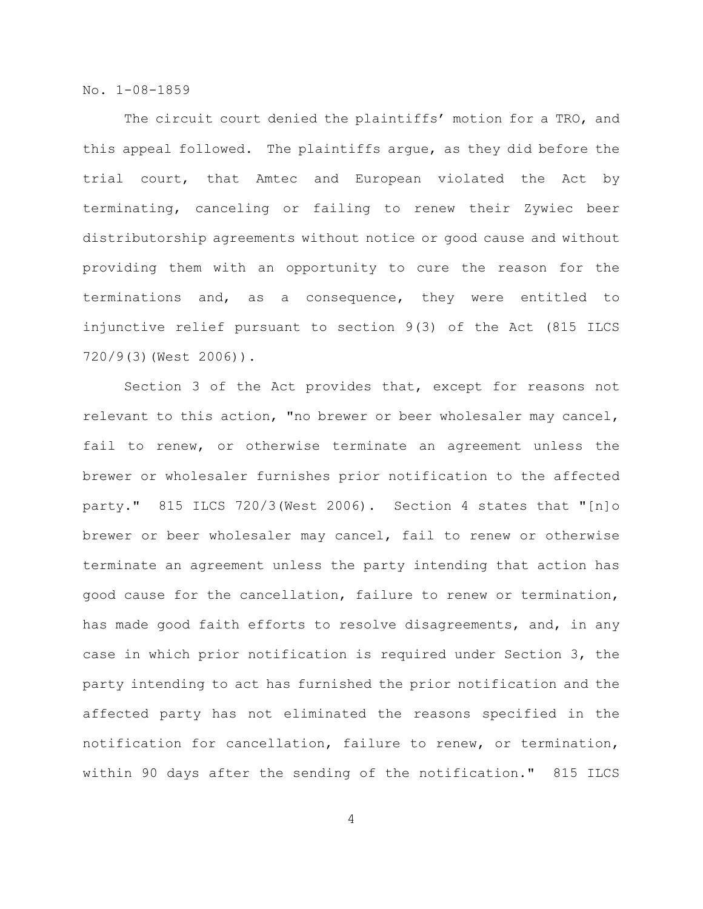The circuit court denied the plaintiffs' motion for a TRO, and this appeal followed. The plaintiffs argue, as they did before the trial court, that Amtec and European violated the Act by terminating, canceling or failing to renew their Zywiec beer distributorship agreements without notice or good cause and without providing them with an opportunity to cure the reason for the terminations and, as a consequence, they were entitled to injunctive relief pursuant to section 9(3) of the Act (815 ILCS 720/9(3)(West 2006)).

Section 3 of the Act provides that, except for reasons not relevant to this action, "no brewer or beer wholesaler may cancel, fail to renew, or otherwise terminate an agreement unless the brewer or wholesaler furnishes prior notification to the affected party." 815 ILCS 720/3(West 2006). Section 4 states that "[n]o brewer or beer wholesaler may cancel, fail to renew or otherwise terminate an agreement unless the party intending that action has good cause for the cancellation, failure to renew or termination, has made good faith efforts to resolve disagreements, and, in any case in which prior notification is required under Section 3, the party intending to act has furnished the prior notification and the affected party has not eliminated the reasons specified in the notification for cancellation, failure to renew, or termination, within 90 days after the sending of the notification." 815 ILCS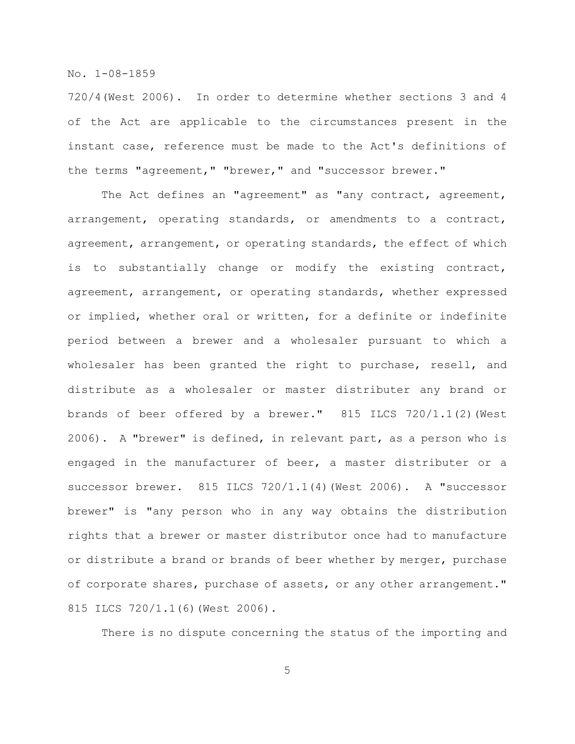720/4(West 2006). In order to determine whether sections 3 and 4 of the Act are applicable to the circumstances present in the instant case, reference must be made to the Act's definitions of the terms "agreement," "brewer," and "successor brewer."

The Act defines an "agreement" as "any contract, agreement, arrangement, operating standards, or amendments to a contract, agreement, arrangement, or operating standards, the effect of which is to substantially change or modify the existing contract, agreement, arrangement, or operating standards, whether expressed or implied, whether oral or written, for a definite or indefinite period between a brewer and a wholesaler pursuant to which a wholesaler has been granted the right to purchase, resell, and distribute as a wholesaler or master distributer any brand or brands of beer offered by a brewer." 815 ILCS 720/1.1(2)(West 2006). A "brewer" is defined, in relevant part, as a person who is engaged in the manufacturer of beer, a master distributer or a successor brewer. 815 ILCS 720/1.1(4)(West 2006). A "successor brewer" is "any person who in any way obtains the distribution rights that a brewer or master distributor once had to manufacture or distribute a brand or brands of beer whether by merger, purchase of corporate shares, purchase of assets, or any other arrangement." 815 ILCS 720/1.1(6)(West 2006).

There is no dispute concerning the status of the importing and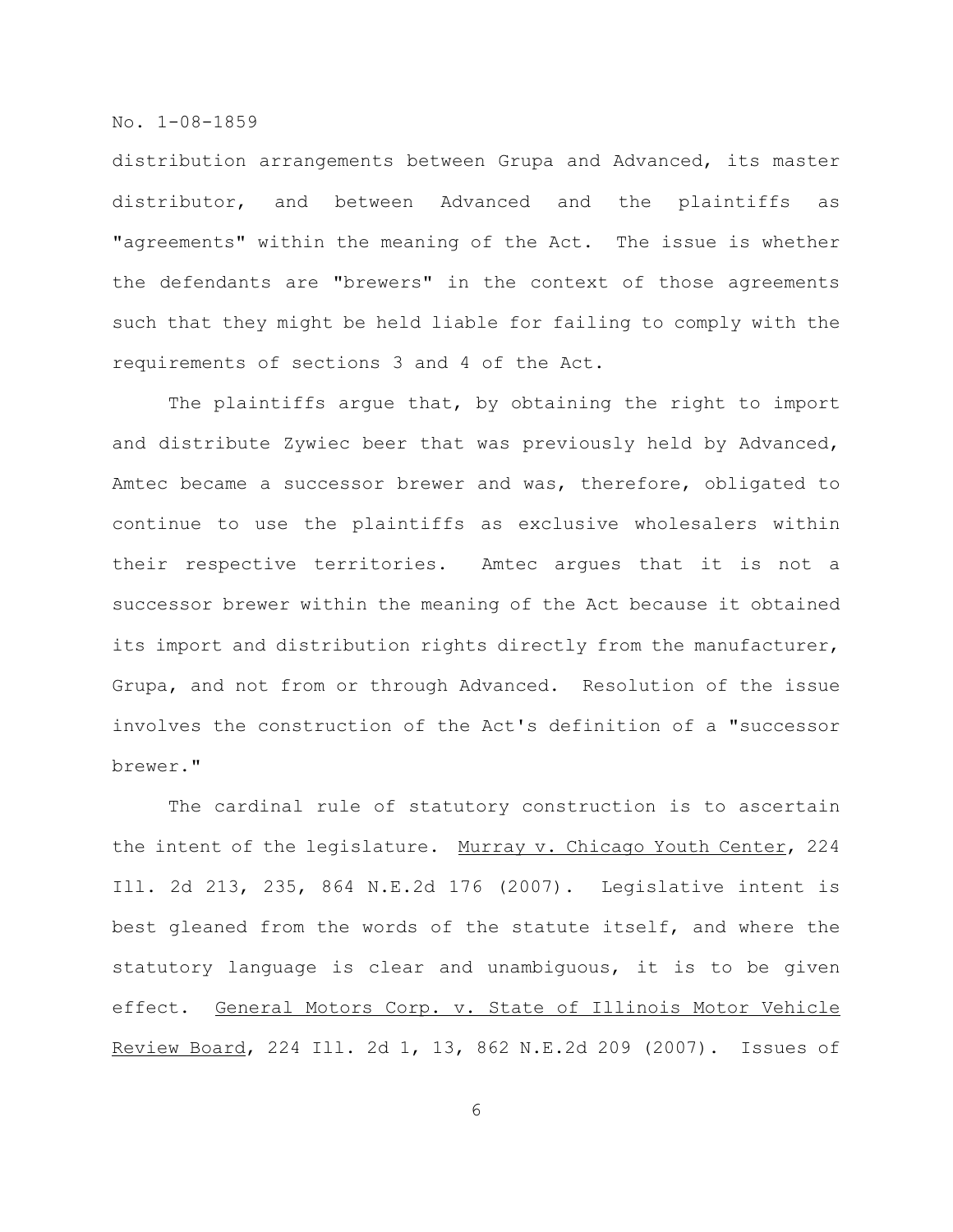distribution arrangements between Grupa and Advanced, its master distributor, and between Advanced and the plaintiffs as "agreements" within the meaning of the Act. The issue is whether the defendants are "brewers" in the context of those agreements such that they might be held liable for failing to comply with the requirements of sections 3 and 4 of the Act.

The plaintiffs argue that, by obtaining the right to import and distribute Zywiec beer that was previously held by Advanced, Amtec became a successor brewer and was, therefore, obligated to continue to use the plaintiffs as exclusive wholesalers within their respective territories. Amtec argues that it is not a successor brewer within the meaning of the Act because it obtained its import and distribution rights directly from the manufacturer, Grupa, and not from or through Advanced. Resolution of the issue involves the construction of the Act's definition of a "successor brewer."

The cardinal rule of statutory construction is to ascertain the intent of the legislature. Murray v. Chicago Youth Center, 224 Ill. 2d 213, 235, 864 N.E.2d 176 (2007). Legislative intent is best gleaned from the words of the statute itself, and where the statutory language is clear and unambiguous, it is to be given effect. General Motors Corp. v. State of Illinois Motor Vehicle Review Board, 224 Ill. 2d 1, 13, 862 N.E.2d 209 (2007). Issues of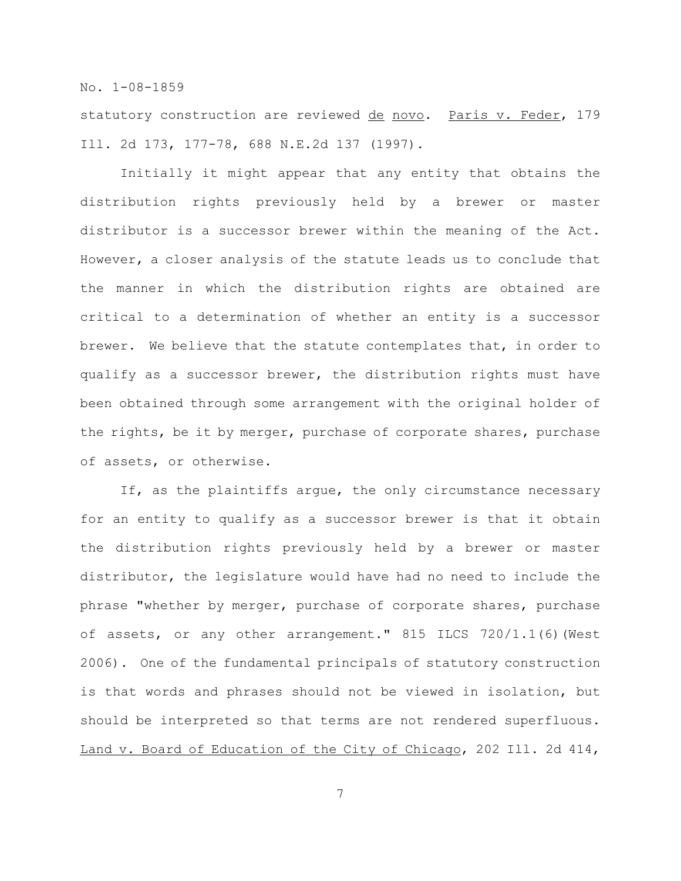statutory construction are reviewed de novo. Paris v. Feder, 179 Ill. 2d 173, 177-78, 688 N.E.2d 137 (1997).

Initially it might appear that any entity that obtains the distribution rights previously held by a brewer or master distributor is a successor brewer within the meaning of the Act. However, a closer analysis of the statute leads us to conclude that the manner in which the distribution rights are obtained are critical to a determination of whether an entity is a successor brewer. We believe that the statute contemplates that, in order to qualify as a successor brewer, the distribution rights must have been obtained through some arrangement with the original holder of the rights, be it by merger, purchase of corporate shares, purchase of assets, or otherwise.

If, as the plaintiffs argue, the only circumstance necessary for an entity to qualify as a successor brewer is that it obtain the distribution rights previously held by a brewer or master distributor, the legislature would have had no need to include the phrase "whether by merger, purchase of corporate shares, purchase of assets, or any other arrangement." 815 ILCS 720/1.1(6)(West 2006). One of the fundamental principals of statutory construction is that words and phrases should not be viewed in isolation, but should be interpreted so that terms are not rendered superfluous. Land v. Board of Education of the City of Chicago, 202 Ill. 2d 414,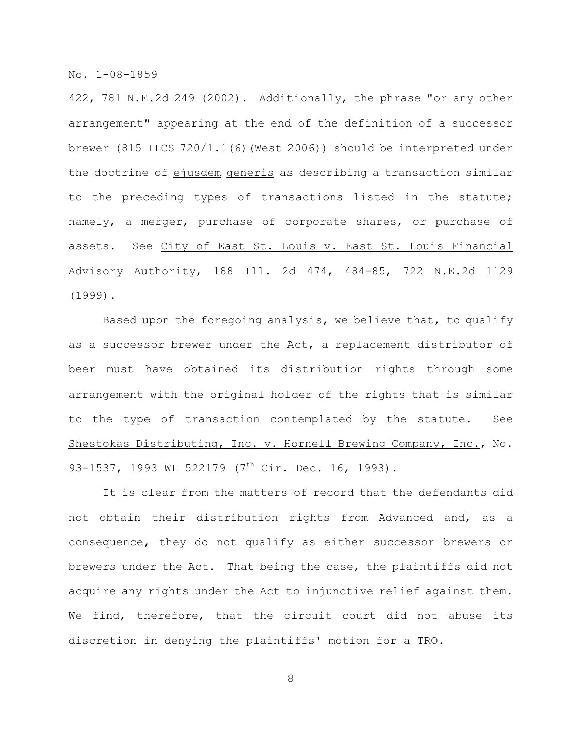422, 781 N.E.2d 249 (2002). Additionally, the phrase "or any other arrangement" appearing at the end of the definition of a successor brewer (815 ILCS 720/1.1(6)(West 2006)) should be interpreted under the doctrine of _ejusdem generis_ as describing a transaction similar to the preceding types of transactions listed in the statute; namely, a merger, purchase of corporate shares, or purchase of assets. See _City of East St. Louis v. East St. Louis Financial Advisory Authority_, 188 Ill. 2d 474, 484-85, 722 N.E.2d 1129 (1999).

Based upon the foregoing analysis, we believe that, to qualify as a successor brewer under the Act, a replacement distributor of beer must have obtained its distribution rights through some arrangement with the original holder of the rights that is similar to the type of transaction contemplated by the statute. See _Shestokas Distributing, Inc. v. Hornell Brewing Company, Inc._, No. 93-1537, 1993 WL 522179 (7th Cir. Dec. 16, 1993).

It is clear from the matters of record that the defendants did not obtain their distribution rights from Advanced and, as a consequence, they do not qualify as either successor brewers or brewers under the Act. That being the case, the plaintiffs did not acquire any rights under the Act to injunctive relief against them. We find, therefore, that the circuit court did not abuse its discretion in denying the plaintiffs' motion for a TRO.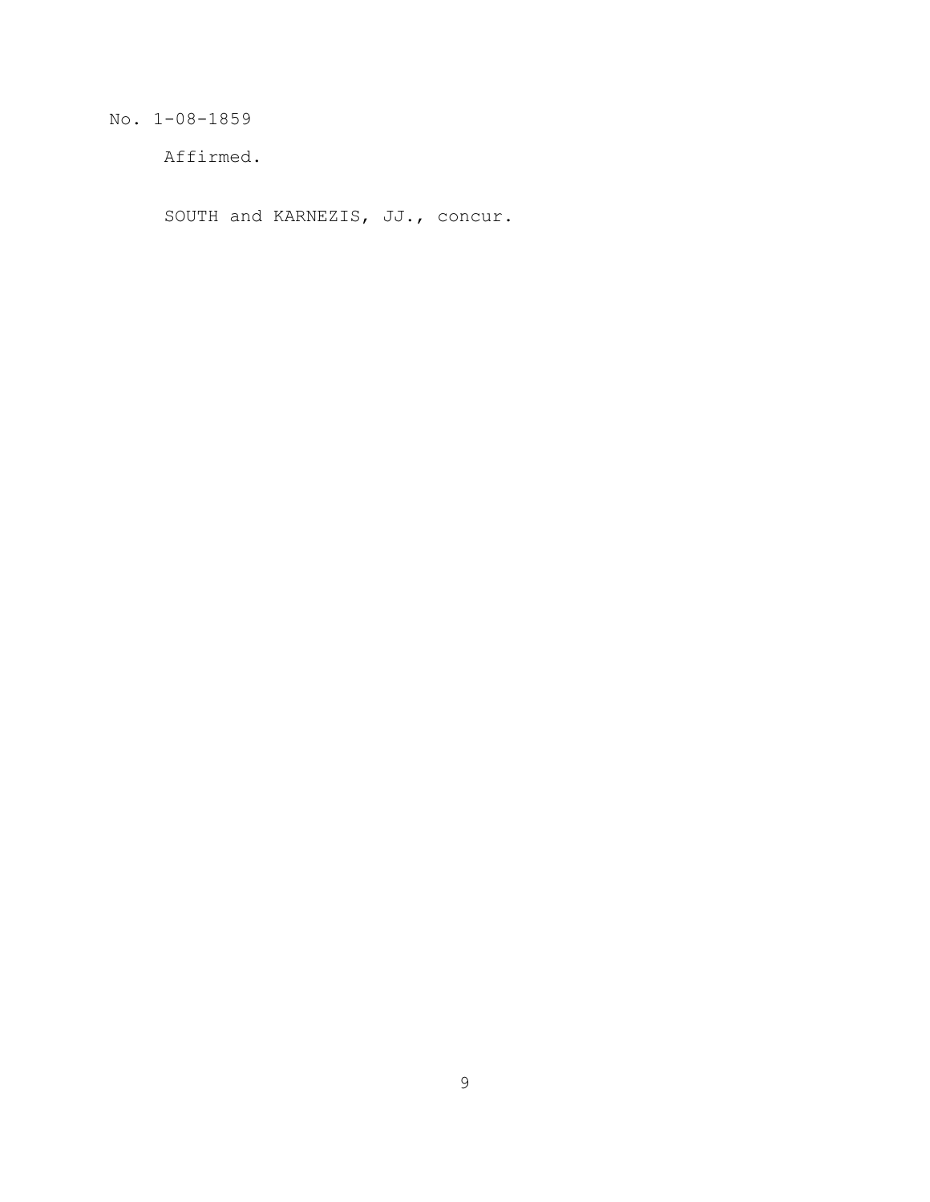No. 1-08-1859

Affirmed.

SOUTH and KARNEZIS, JJ., concur.